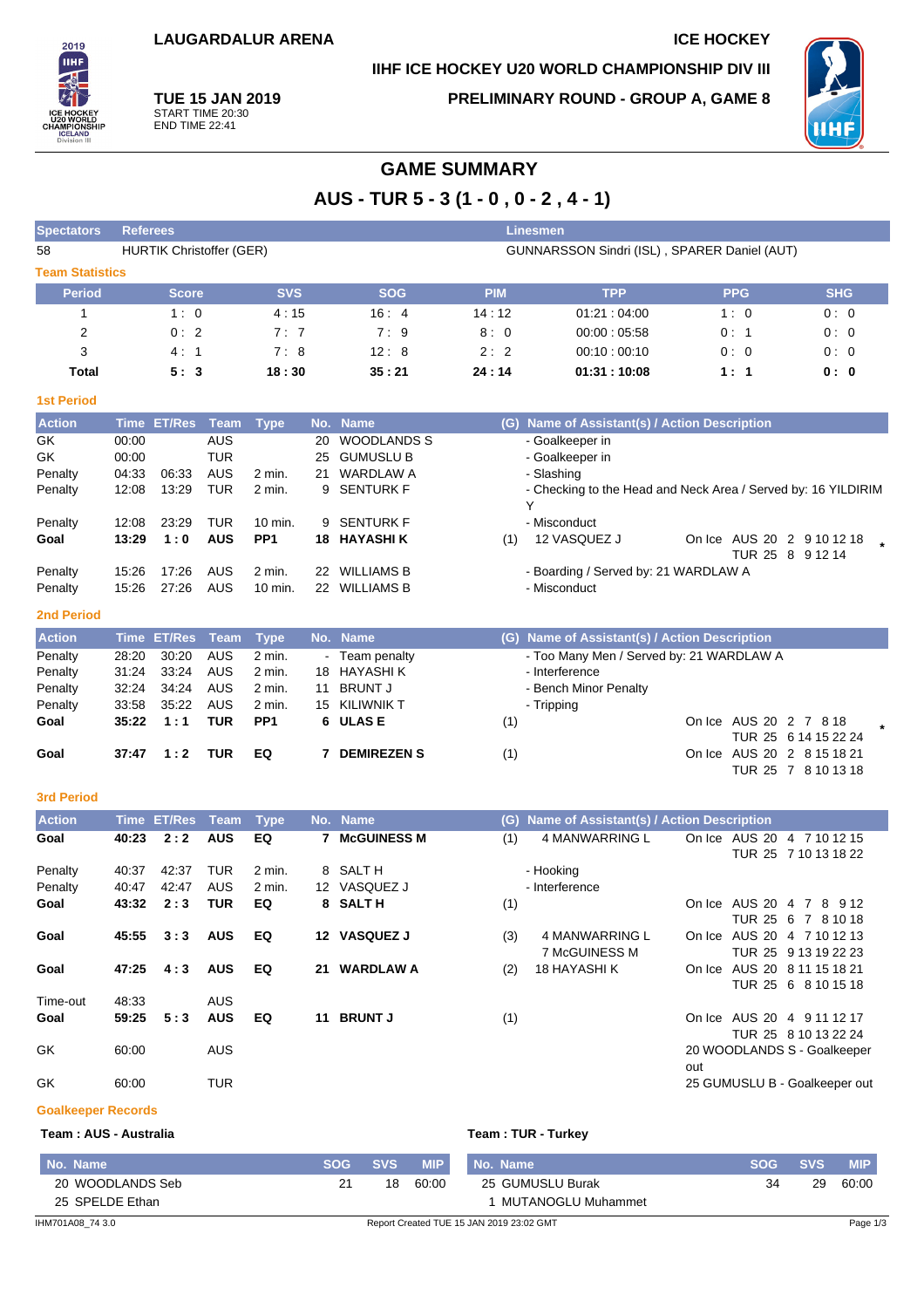LAUGARDALUR ARENA

ICE HOCKEY

IIHF ICE HOCKEY U20 WORLD CHAMPIONSHIP DIV III

**TUE 15 JAN 2019**
START TIME 20:30
END TIME 22:41

PRELIMINARY ROUND - GROUP A, GAME 8

# GAME SUMMARY

## AUS - TUR 5 - 3 (1 - 0 , 0 - 2 , 4 - 1)

| Spectators | Referees | Linesmen |
|---|---|---|
| 58 | HURTIK Christoffer (GER) | GUNNARSSON Sindri (ISL) , SPARER Daniel (AUT) |

### Team Statistics

| Period | Score | SVS | SOG | PIM | TPP | PPG | SHG |
|---|---|---|---|---|---|---|---|
| 1 | 1 : 0 | 4 : 15 | 16 : 4 | 14 : 12 | 01:21 : 04:00 | 1 : 0 | 0 : 0 |
| 2 | 0 : 2 | 7 : 7 | 7 : 9 | 8 : 0 | 00:00 : 05:58 | 0 : 1 | 0 : 0 |
| 3 | 4 : 1 | 7 : 8 | 12 : 8 | 2 : 2 | 00:10 : 00:10 | 0 : 0 | 0 : 0 |
| **Total** | **5 : 3** | **18 : 30** | **35 : 21** | **24 : 14** | **01:31 : 10:08** | **1 : 1** | **0 : 0** |

### 1st Period

| Action | Time | ET/Res | Team | Type | No. | Name | (G) | Name of Assistant(s) / Action Description | On Ice |
|---|---|---|---|---|---|---|---|---|---|
| GK | 00:00 | | AUS | | 20 | WOODLANDS S | | - Goalkeeper in | |
| GK | 00:00 | | TUR | | 25 | GUMUSLU B | | - Goalkeeper in | |
| Penalty | 04:33 | 06:33 | AUS | 2 min. | 21 | WARDLAW A | | - Slashing | |
| Penalty | 12:08 | 13:29 | TUR | 2 min. | 9 | SENTURK F | | - Checking to the Head and Neck Area / Served by: 16 YILDIRIM Y | |
| Penalty | 12:08 | 23:29 | TUR | 10 min. | 9 | SENTURK F | | - Misconduct | |
| **Goal** | **13:29** | **1 : 0** | **AUS** | **PP1** | **18** | **HAYASHI K** | (1) | 12 VASQUEZ J | AUS 20 2 9 10 12 18 TUR 25 8 9 12 14 * |
| Penalty | 15:26 | 17:26 | AUS | 2 min. | 22 | WILLIAMS B | | - Boarding / Served by: 21 WARDLAW A | |
| Penalty | 15:26 | 27:26 | AUS | 10 min. | 22 | WILLIAMS B | | - Misconduct | |

### 2nd Period

| Action | Time | ET/Res | Team | Type | No. | Name | (G) | Name of Assistant(s) / Action Description | On Ice |
|---|---|---|---|---|---|---|---|---|---|
| Penalty | 28:20 | 30:20 | AUS | 2 min. | - | Team penalty | | - Too Many Men / Served by: 21 WARDLAW A | |
| Penalty | 31:24 | 33:24 | AUS | 2 min. | 18 | HAYASHI K | | - Interference | |
| Penalty | 32:24 | 34:24 | AUS | 2 min. | 11 | BRUNT J | | - Bench Minor Penalty | |
| Penalty | 33:58 | 35:22 | AUS | 2 min. | 15 | KILIWNIK T | | - Tripping | |
| **Goal** | **35:22** | **1 : 1** | **TUR** | **PP1** | **6** | **ULAS E** | (1) | | AUS 20 2 7 8 18 TUR 25 6 14 15 22 24 * |
| **Goal** | **37:47** | **1 : 2** | **TUR** | **EQ** | **7** | **DEMIREZEN S** | (1) | | AUS 20 2 8 15 18 21 TUR 25 7 8 10 13 18 |

### 3rd Period

| Action | Time | ET/Res | Team | Type | No. | Name | (G) | Name of Assistant(s) / Action Description | On Ice |
|---|---|---|---|---|---|---|---|---|---|
| **Goal** | **40:23** | **2 : 2** | **AUS** | **EQ** | **7** | **McGUINESS M** | (1) | 4 MANWARRING L | AUS 20 4 7 10 12 15 TUR 25 7 10 13 18 22 |
| Penalty | 40:37 | 42:37 | TUR | 2 min. | 8 | SALT H | | - Hooking | |
| Penalty | 40:47 | 42:47 | AUS | 2 min. | 12 | VASQUEZ J | | - Interference | |
| **Goal** | **43:32** | **2 : 3** | **TUR** | **EQ** | **8** | **SALT H** | (1) | | AUS 20 4 7 8 9 12 TUR 25 6 7 8 10 18 |
| **Goal** | **45:55** | **3 : 3** | **AUS** | **EQ** | **12** | **VASQUEZ J** | (3) | 4 MANWARRING L 7 McGUINESS M | AUS 20 4 7 10 12 13 TUR 25 9 13 19 22 23 |
| **Goal** | **47:25** | **4 : 3** | **AUS** | **EQ** | **21** | **WARDLAW A** | (2) | 18 HAYASHI K | AUS 20 8 11 15 18 21 TUR 25 6 8 10 15 18 |
| Time-out | 48:33 | | AUS | | | | | | |
| **Goal** | **59:25** | **5 : 3** | **AUS** | **EQ** | **11** | **BRUNT J** | (1) | | AUS 20 4 9 11 12 17 TUR 25 8 10 13 22 24 |
| GK | 60:00 | | AUS | | | | | 20 WOODLANDS S - Goalkeeper out | |
| GK | 60:00 | | TUR | | | | | 25 GUMUSLU B - Goalkeeper out | |

### Goalkeeper Records

**Team : AUS - Australia**

| No. Name | SOG | SVS | MIP |
|---|---|---|---|
| 20 WOODLANDS Seb | 21 | 18 | 60:00 |
| 25 SPELDE Ethan | | | |

**Team : TUR - Turkey**

| No. Name | SOG | SVS | MIP |
|---|---|---|---|
| 25 GUMUSLU Burak | 34 | 29 | 60:00 |
| 1 MUTANOGLU Muhammet | | | |

IHM701A08_74 3.0 Report Created TUE 15 JAN 2019 23:02 GMT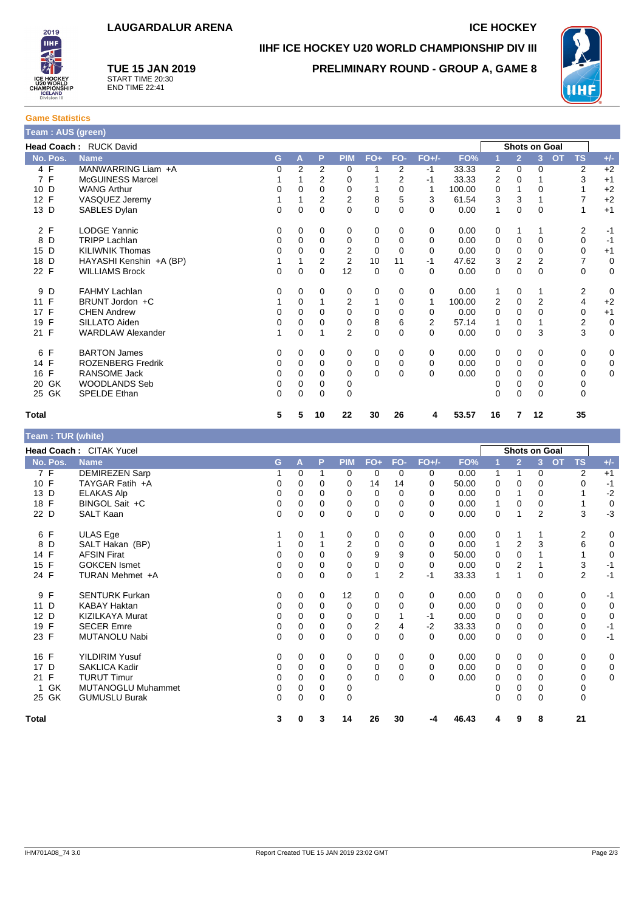**LAUGARDALUR ARENA**

**ICE HOCKEY**

**IIHF ICE HOCKEY U20 WORLD CHAMPIONSHIP DIV III**

**TUE 15 JAN 2019**
START TIME 20:30
END TIME 22:41

**PRELIMINARY ROUND - GROUP A, GAME 8**

## Game Statistics

### Team : AUS (green)

**Head Coach :** RUCK David

| No. | Pos. | Name | G | A | P | PIM | FO+ | FO- | FO+/- | FO% | Shots on Goal 1 | 2 | 3 | OT | TS | +/- |
|---|---|---|---|---|---|---|---|---|---|---|---|---|---|---|---|---|
| 4 | F | MANWARRING Liam +A | 0 | 2 | 2 | 0 | 1 | 2 | -1 | 33.33 | 2 | 0 | 0 | | 2 | +2 |
| 7 | F | McGUINESS Marcel | 1 | 1 | 2 | 0 | 1 | 2 | -1 | 33.33 | 2 | 0 | 1 | | 3 | +1 |
| 10 | D | WANG Arthur | 0 | 0 | 0 | 0 | 1 | 0 | 1 | 100.00 | 0 | 1 | 0 | | 1 | +2 |
| 12 | F | VASQUEZ Jeremy | 1 | 1 | 2 | 2 | 8 | 5 | 3 | 61.54 | 3 | 3 | 1 | | 7 | +2 |
| 13 | D | SABLES Dylan | 0 | 0 | 0 | 0 | 0 | 0 | 0 | 0.00 | 1 | 0 | 0 | | 1 | +1 |
| 2 | F | LODGE Yannic | 0 | 0 | 0 | 0 | 0 | 0 | 0 | 0.00 | 0 | 1 | 1 | | 2 | -1 |
| 8 | D | TRIPP Lachlan | 0 | 0 | 0 | 0 | 0 | 0 | 0 | 0.00 | 0 | 0 | 0 | | 0 | -1 |
| 15 | D | KILIWNIK Thomas | 0 | 0 | 0 | 2 | 0 | 0 | 0 | 0.00 | 0 | 0 | 0 | | 0 | +1 |
| 18 | D | HAYASHI Kenshin +A (BP) | 1 | 1 | 2 | 2 | 10 | 11 | -1 | 47.62 | 3 | 2 | 2 | | 7 | 0 |
| 22 | F | WILLIAMS Brock | 0 | 0 | 0 | 12 | 0 | 0 | 0 | 0.00 | 0 | 0 | 0 | | 0 | 0 |
| 9 | D | FAHMY Lachlan | 0 | 0 | 0 | 0 | 0 | 0 | 0 | 0.00 | 1 | 0 | 1 | | 2 | 0 |
| 11 | F | BRUNT Jordon +C | 1 | 0 | 1 | 2 | 1 | 0 | 1 | 100.00 | 2 | 0 | 2 | | 4 | +2 |
| 17 | F | CHEN Andrew | 0 | 0 | 0 | 0 | 0 | 0 | 0 | 0.00 | 0 | 0 | 0 | | 0 | +1 |
| 19 | F | SILLATO Aiden | 0 | 0 | 0 | 0 | 8 | 6 | 2 | 57.14 | 1 | 0 | 1 | | 2 | 0 |
| 21 | F | WARDLAW Alexander | 1 | 0 | 1 | 2 | 0 | 0 | 0 | 0.00 | 0 | 0 | 3 | | 3 | 0 |
| 6 | F | BARTON James | 0 | 0 | 0 | 0 | 0 | 0 | 0 | 0.00 | 0 | 0 | 0 | | 0 | 0 |
| 14 | F | ROZENBERG Fredrik | 0 | 0 | 0 | 0 | 0 | 0 | 0 | 0.00 | 0 | 0 | 0 | | 0 | 0 |
| 16 | F | RANSOME Jack | 0 | 0 | 0 | 0 | 0 | 0 | 0 | 0.00 | 0 | 0 | 0 | | 0 | 0 |
| 20 | GK | WOODLANDS Seb | 0 | 0 | 0 | 0 | | | | | 0 | 0 | 0 | | 0 | |
| 25 | GK | SPELDE Ethan | 0 | 0 | 0 | 0 | | | | | 0 | 0 | 0 | | 0 | |
| **Total** | | | **5** | **5** | **10** | **22** | **30** | **26** | **4** | **53.57** | **16** | **7** | **12** | | **35** | |

### Team : TUR (white)

**Head Coach :** CITAK Yucel

| No. | Pos. | Name | G | A | P | PIM | FO+ | FO- | FO+/- | FO% | Shots on Goal 1 | 2 | 3 | OT | TS | +/- |
|---|---|---|---|---|---|---|---|---|---|---|---|---|---|---|---|---|
| 7 | F | DEMIREZEN Sarp | 1 | 0 | 1 | 0 | 0 | 0 | 0 | 0.00 | 1 | 1 | 0 | | 2 | +1 |
| 10 | F | TAYGAR Fatih +A | 0 | 0 | 0 | 0 | 14 | 14 | 0 | 50.00 | 0 | 0 | 0 | | 0 | -1 |
| 13 | D | ELAKAS Alp | 0 | 0 | 0 | 0 | 0 | 0 | 0 | 0.00 | 0 | 1 | 0 | | 1 | -2 |
| 18 | F | BINGOL Sait +C | 0 | 0 | 0 | 0 | 0 | 0 | 0 | 0.00 | 1 | 0 | 0 | | 1 | 0 |
| 22 | D | SALT Kaan | 0 | 0 | 0 | 0 | 0 | 0 | 0 | 0.00 | 0 | 1 | 2 | | 3 | -3 |
| 6 | F | ULAS Ege | 1 | 0 | 1 | 0 | 0 | 0 | 0 | 0.00 | 0 | 1 | 1 | | 2 | 0 |
| 8 | D | SALT Hakan (BP) | 1 | 0 | 1 | 2 | 0 | 0 | 0 | 0.00 | 1 | 2 | 3 | | 6 | 0 |
| 14 | F | AFSIN Firat | 0 | 0 | 0 | 0 | 9 | 9 | 0 | 50.00 | 0 | 0 | 1 | | 1 | 0 |
| 15 | F | GOKCEN Ismet | 0 | 0 | 0 | 0 | 0 | 0 | 0 | 0.00 | 0 | 2 | 1 | | 3 | -1 |
| 24 | F | TURAN Mehmet +A | 0 | 0 | 0 | 0 | 1 | 2 | -1 | 33.33 | 1 | 1 | 0 | | 2 | -1 |
| 9 | F | SENTURK Furkan | 0 | 0 | 0 | 12 | 0 | 0 | 0 | 0.00 | 0 | 0 | 0 | | 0 | -1 |
| 11 | D | KABAY Haktan | 0 | 0 | 0 | 0 | 0 | 0 | 0 | 0.00 | 0 | 0 | 0 | | 0 | 0 |
| 12 | D | KIZILKAYA Murat | 0 | 0 | 0 | 0 | 0 | 1 | -1 | 0.00 | 0 | 0 | 0 | | 0 | 0 |
| 19 | F | SECER Emre | 0 | 0 | 0 | 0 | 2 | 4 | -2 | 33.33 | 0 | 0 | 0 | | 0 | -1 |
| 23 | F | MUTANOLU Nabi | 0 | 0 | 0 | 0 | 0 | 0 | 0 | 0.00 | 0 | 0 | 0 | | 0 | -1 |
| 16 | F | YILDIRIM Yusuf | 0 | 0 | 0 | 0 | 0 | 0 | 0 | 0.00 | 0 | 0 | 0 | | 0 | 0 |
| 17 | D | SAKLICA Kadir | 0 | 0 | 0 | 0 | 0 | 0 | 0 | 0.00 | 0 | 0 | 0 | | 0 | 0 |
| 21 | F | TURUT Timur | 0 | 0 | 0 | 0 | 0 | 0 | 0 | 0.00 | 0 | 0 | 0 | | 0 | 0 |
| 1 | GK | MUTANOGLU Muhammet | 0 | 0 | 0 | 0 | | | | | 0 | 0 | 0 | | 0 | |
| 25 | GK | GUMUSLU Burak | 0 | 0 | 0 | 0 | | | | | 0 | 0 | 0 | | 0 | |
| **Total** | | | **3** | **0** | **3** | **14** | **26** | **30** | **-4** | **46.43** | **4** | **9** | **8** | | **21** | |

IHM701A08_74 3.0 Report Created TUE 15 JAN 2019 23:02 GMT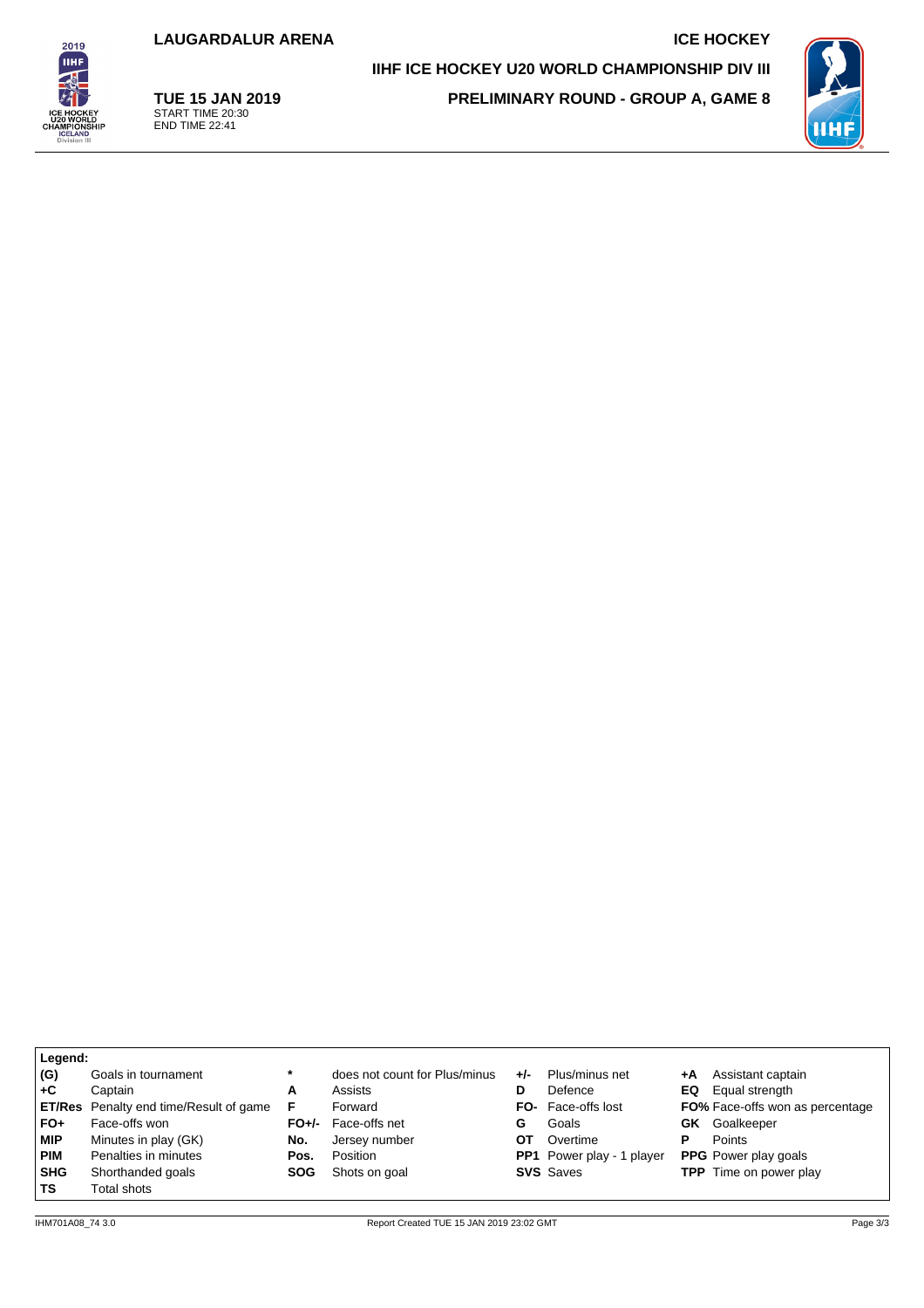LAUGARDALUR ARENA

ICE HOCKEY

IIHF ICE HOCKEY U20 WORLD CHAMPIONSHIP DIV III

**TUE 15 JAN 2019**
START TIME 20:30
END TIME 22:41

PRELIMINARY ROUND - GROUP A, GAME 8

**Legend:**

| | | | | | | | |
|---|---|---|---|---|---|---|---|
| **(G)** Goals in tournament | **\*** does not count for Plus/minus | **+/-** Plus/minus net | **+A** Assistant captain |
| **+C** Captain | **A** Assists | **D** Defence | **EQ** Equal strength |
| **ET/Res** Penalty end time/Result of game | **F** Forward | **FO-** Face-offs lost | **FO%** Face-offs won as percentage |
| **FO+** Face-offs won | **FO+/-** Face-offs net | **G** Goals | **GK** Goalkeeper |
| **MIP** Minutes in play (GK) | **No.** Jersey number | **OT** Overtime | **P** Points |
| **PIM** Penalties in minutes | **Pos.** Position | **PP1** Power play - 1 player | **PPG** Power play goals |
| **SHG** Shorthanded goals | **SOG** Shots on goal | **SVS** Saves | **TPP** Time on power play |
| **TS** Total shots | | | |

IHM701A08_74 3.0

Report Created TUE 15 JAN 2019 23:02 GMT